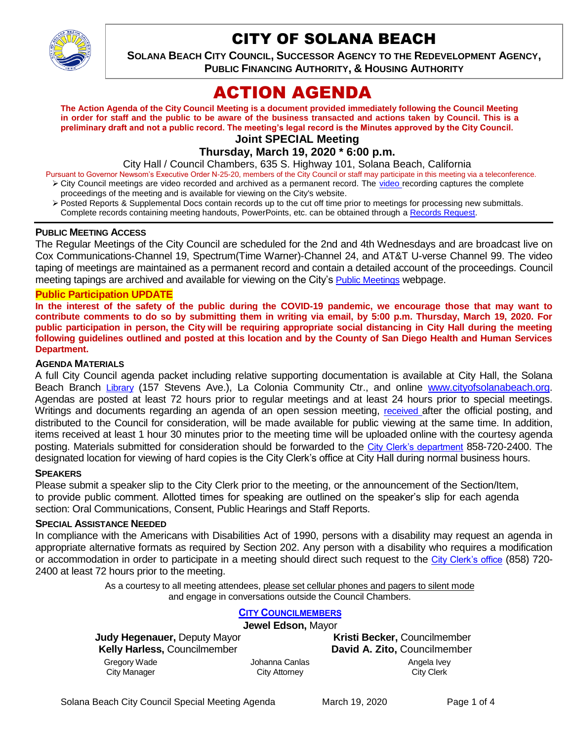# CITY OF SOLANA BEACH

**SOLANA BEACH CITY COUNCIL, SUCCESSOR AGENCY TO THE REDEVELOPMENT AGENCY, PUBLIC FINANCING AUTHORITY, & HOUSING AUTHORITY**

# ACTION AGENDA

**The Action Agenda of the City Council Meeting is a document provided immediately following the Council Meeting in order for staff and the public to be aware of the business transacted and actions taken by Council. This is a preliminary draft and not a public record. The meeting's legal record is the Minutes approved by the City Council.**

## Joint SPECIAL Meeting

## Thursday, March 19, 2020 * 6:00 p.m.

City Hall / Council Chambers, 635 S. Highway 101, Solana Beach, California

Pursuant to Governor Newsom's Executive Order N-25-20, members of the City Council or staff may participate in this meeting via a teleconference.

- City Council meetings are video recorded and archived as a permanent record. The video recording captures the complete proceedings of the meeting and is available for viewing on the City's website.
- Posted Reports & Supplemental Docs contain records up to the cut off time prior to meetings for processing new submittals. Complete records containing meeting handouts, PowerPoints, etc. can be obtained through a Records Request.

### PUBLIC MEETING ACCESS

The Regular Meetings of the City Council are scheduled for the 2nd and 4th Wednesdays and are broadcast live on Cox Communications-Channel 19, Spectrum(Time Warner)-Channel 24, and AT&T U-verse Channel 99. The video taping of meetings are maintained as a permanent record and contain a detailed account of the proceedings. Council meeting tapings are archived and available for viewing on the City's Public Meetings webpage.

**Public Participation UPDATE**

**In the interest of the safety of the public during the COVID-19 pandemic, we encourage those that may want to contribute comments to do so by submitting them in writing via email, by 5:00 p.m. Thursday, March 19, 2020. For public participation in person, the City will be requiring appropriate social distancing in City Hall during the meeting following guidelines outlined and posted at this location and by the County of San Diego Health and Human Services Department.**

### AGENDA MATERIALS

A full City Council agenda packet including relative supporting documentation is available at City Hall, the Solana Beach Branch Library (157 Stevens Ave.), La Colonia Community Ctr., and online www.cityofsolanabeach.org. Agendas are posted at least 72 hours prior to regular meetings and at least 24 hours prior to special meetings. Writings and documents regarding an agenda of an open session meeting, received after the official posting, and distributed to the Council for consideration, will be made available for public viewing at the same time. In addition, items received at least 1 hour 30 minutes prior to the meeting time will be uploaded online with the courtesy agenda posting. Materials submitted for consideration should be forwarded to the City Clerk's department 858-720-2400. The designated location for viewing of hard copies is the City Clerk's office at City Hall during normal business hours.

### SPEAKERS

Please submit a speaker slip to the City Clerk prior to the meeting, or the announcement of the Section/Item, to provide public comment. Allotted times for speaking are outlined on the speaker's slip for each agenda section: Oral Communications, Consent, Public Hearings and Staff Reports.

### SPECIAL ASSISTANCE NEEDED

In compliance with the Americans with Disabilities Act of 1990, persons with a disability may request an agenda in appropriate alternative formats as required by Section 202. Any person with a disability who requires a modification or accommodation in order to participate in a meeting should direct such request to the City Clerk's office (858) 720-2400 at least 72 hours prior to the meeting.

As a courtesy to all meeting attendees, please set cellular phones and pagers to silent mode and engage in conversations outside the Council Chambers.

### CITY COUNCILMEMBERS

**Jewel Edson,** Mayor

**Judy Hegenauer,** Deputy Mayor
**Kristi Becker,** Councilmember
**Kelly Harless,** Councilmember
**David A. Zito,** Councilmember

Gregory Wade, City Manager
Johanna Canlas, City Attorney
Angela Ivey, City Clerk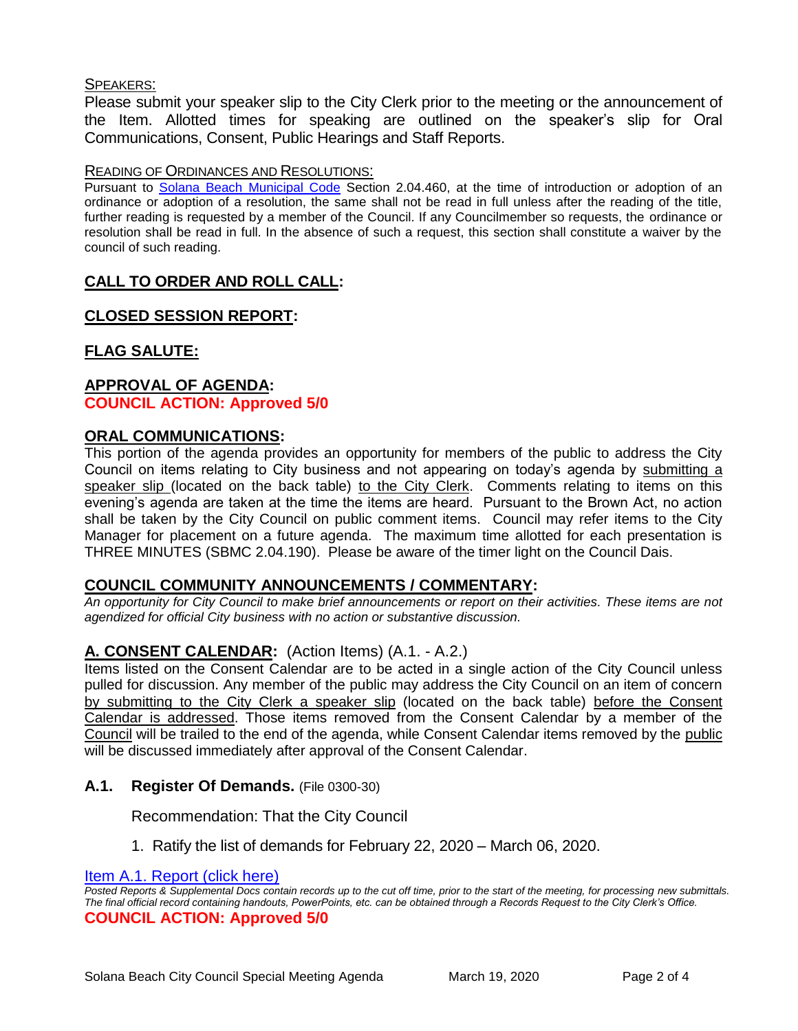SPEAKERS:

Please submit your speaker slip to the City Clerk prior to the meeting or the announcement of the Item. Allotted times for speaking are outlined on the speaker's slip for Oral Communications, Consent, Public Hearings and Staff Reports.

READING OF ORDINANCES AND RESOLUTIONS:

Pursuant to [Solana Beach Municipal Code](#) Section 2.04.460, at the time of introduction or adoption of an ordinance or adoption of a resolution, the same shall not be read in full unless after the reading of the title, further reading is requested by a member of the Council. If any Councilmember so requests, the ordinance or resolution shall be read in full. In the absence of such a request, this section shall constitute a waiver by the council of such reading.

## CALL TO ORDER AND ROLL CALL:

## CLOSED SESSION REPORT:

## FLAG SALUTE:

## APPROVAL OF AGENDA:

**COUNCIL ACTION: Approved 5/0**

## ORAL COMMUNICATIONS:

This portion of the agenda provides an opportunity for members of the public to address the City Council on items relating to City business and not appearing on today's agenda by submitting a speaker slip (located on the back table) to the City Clerk. Comments relating to items on this evening's agenda are taken at the time the items are heard. Pursuant to the Brown Act, no action shall be taken by the City Council on public comment items. Council may refer items to the City Manager for placement on a future agenda. The maximum time allotted for each presentation is THREE MINUTES (SBMC 2.04.190). Please be aware of the timer light on the Council Dais.

## COUNCIL COMMUNITY ANNOUNCEMENTS / COMMENTARY:

*An opportunity for City Council to make brief announcements or report on their activities. These items are not agendized for official City business with no action or substantive discussion.*

## A. CONSENT CALENDAR: (Action Items) (A.1. - A.2.)

Items listed on the Consent Calendar are to be acted in a single action of the City Council unless pulled for discussion. Any member of the public may address the City Council on an item of concern by submitting to the City Clerk a speaker slip (located on the back table) before the Consent Calendar is addressed. Those items removed from the Consent Calendar by a member of the Council will be trailed to the end of the agenda, while Consent Calendar items removed by the public will be discussed immediately after approval of the Consent Calendar.

### A.1. Register Of Demands. (File 0300-30)

Recommendation: That the City Council

1. Ratify the list of demands for February 22, 2020 – March 06, 2020.

[Item A.1. Report (click here)](#)

*Posted Reports & Supplemental Docs contain records up to the cut off time, prior to the start of the meeting, for processing new submittals. The final official record containing handouts, PowerPoints, etc. can be obtained through a Records Request to the City Clerk's Office.*

**COUNCIL ACTION: Approved 5/0**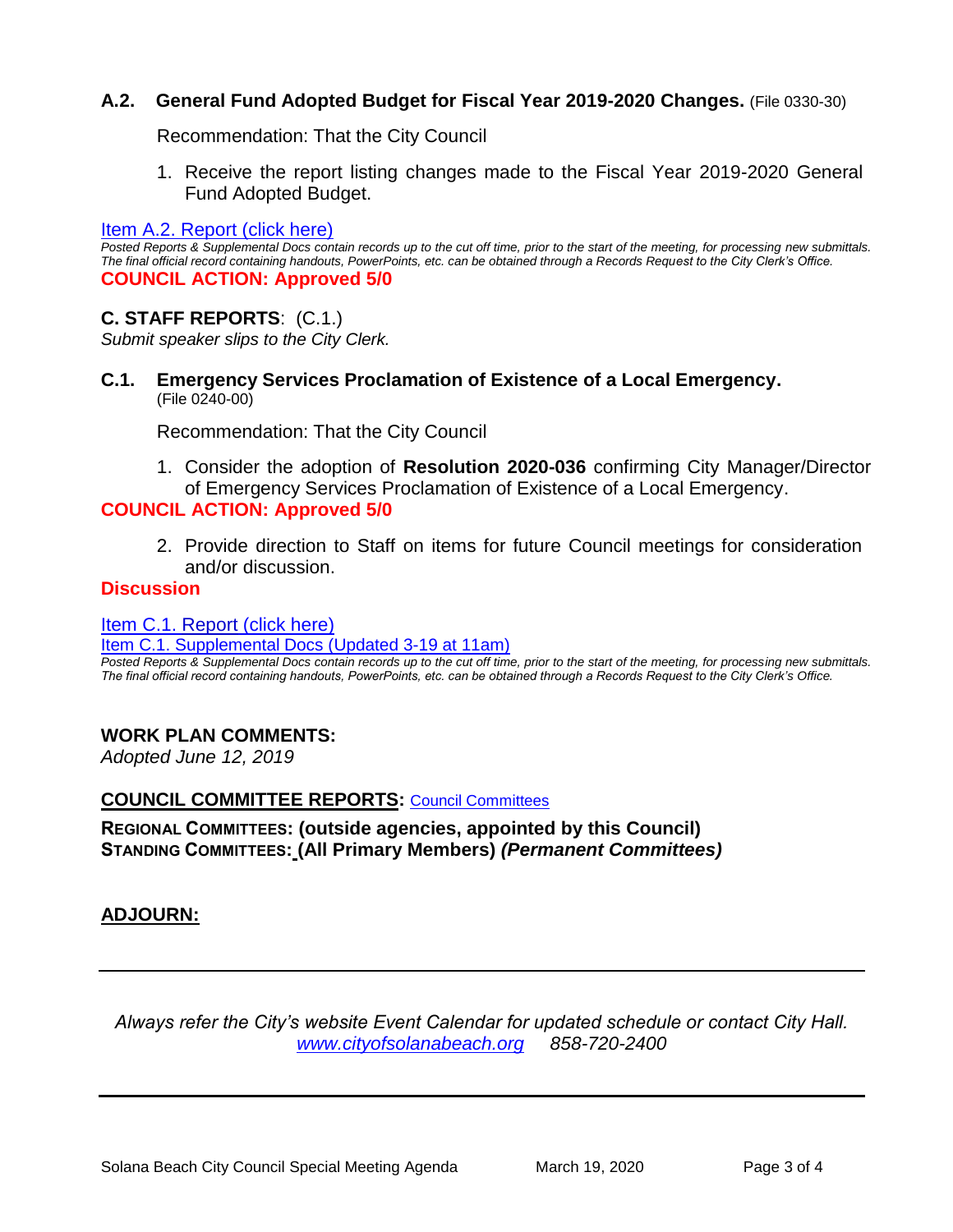### A.2. General Fund Adopted Budget for Fiscal Year 2019-2020 Changes. (File 0330-30)

Recommendation: That the City Council

1. Receive the report listing changes made to the Fiscal Year 2019-2020 General Fund Adopted Budget.

[Item A.2. Report (click here)](#)

*Posted Reports & Supplemental Docs contain records up to the cut off time, prior to the start of the meeting, for processing new submittals. The final official record containing handouts, PowerPoints, etc. can be obtained through a Records Request to the City Clerk's Office.*

**COUNCIL ACTION: Approved 5/0**

## C. STAFF REPORTS: (C.1.)

*Submit speaker slips to the City Clerk.*

### C.1. Emergency Services Proclamation of Existence of a Local Emergency. (File 0240-00)

Recommendation: That the City Council

1. Consider the adoption of **Resolution 2020-036** confirming City Manager/Director of Emergency Services Proclamation of Existence of a Local Emergency.

**COUNCIL ACTION: Approved 5/0**

2. Provide direction to Staff on items for future Council meetings for consideration and/or discussion.

**Discussion**

[Item C.1. Report (click here)](#)

[Item C.1. Supplemental Docs (Updated 3-19 at 11am)](#)

*Posted Reports & Supplemental Docs contain records up to the cut off time, prior to the start of the meeting, for processing new submittals. The final official record containing handouts, PowerPoints, etc. can be obtained through a Records Request to the City Clerk's Office.*

## WORK PLAN COMMENTS:

*Adopted June 12, 2019*

## COUNCIL COMMITTEE REPORTS: [Council Committees](#)

**REGIONAL COMMITTEES: (outside agencies, appointed by this Council)**

**STANDING COMMITTEES: (All Primary Members) *(Permanent Committees)***

## ADJOURN:

---

*Always refer the City's website Event Calendar for updated schedule or contact City Hall.*
*[www.cityofsolanabeach.org](http://www.cityofsolanabeach.org) 858-720-2400*

---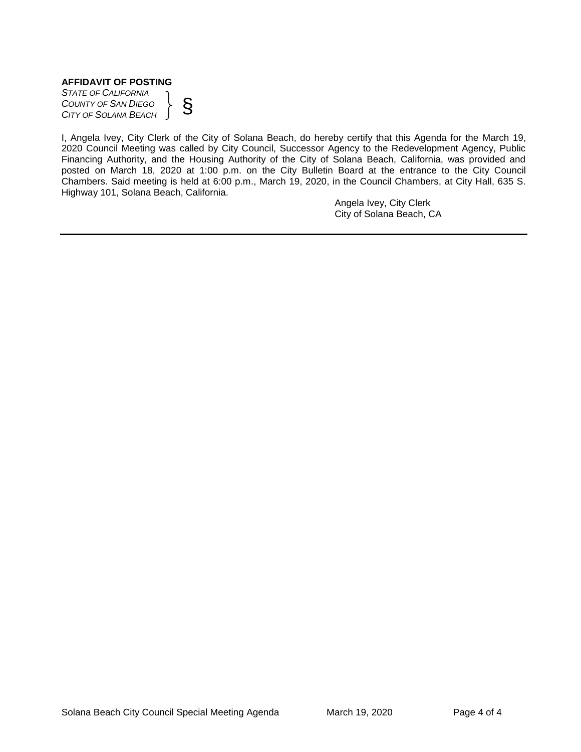**AFFIDAVIT OF POSTING**

*STATE OF CALIFORNIA*
*COUNTY OF SAN DIEGO* } §
*CITY OF SOLANA BEACH*

I, Angela Ivey, City Clerk of the City of Solana Beach, do hereby certify that this Agenda for the March 19, 2020 Council Meeting was called by City Council, Successor Agency to the Redevelopment Agency, Public Financing Authority, and the Housing Authority of the City of Solana Beach, California, was provided and posted on March 18, 2020 at 1:00 p.m. on the City Bulletin Board at the entrance to the City Council Chambers. Said meeting is held at 6:00 p.m., March 19, 2020, in the Council Chambers, at City Hall, 635 S. Highway 101, Solana Beach, California.

Angela Ivey, City Clerk
City of Solana Beach, CA

---